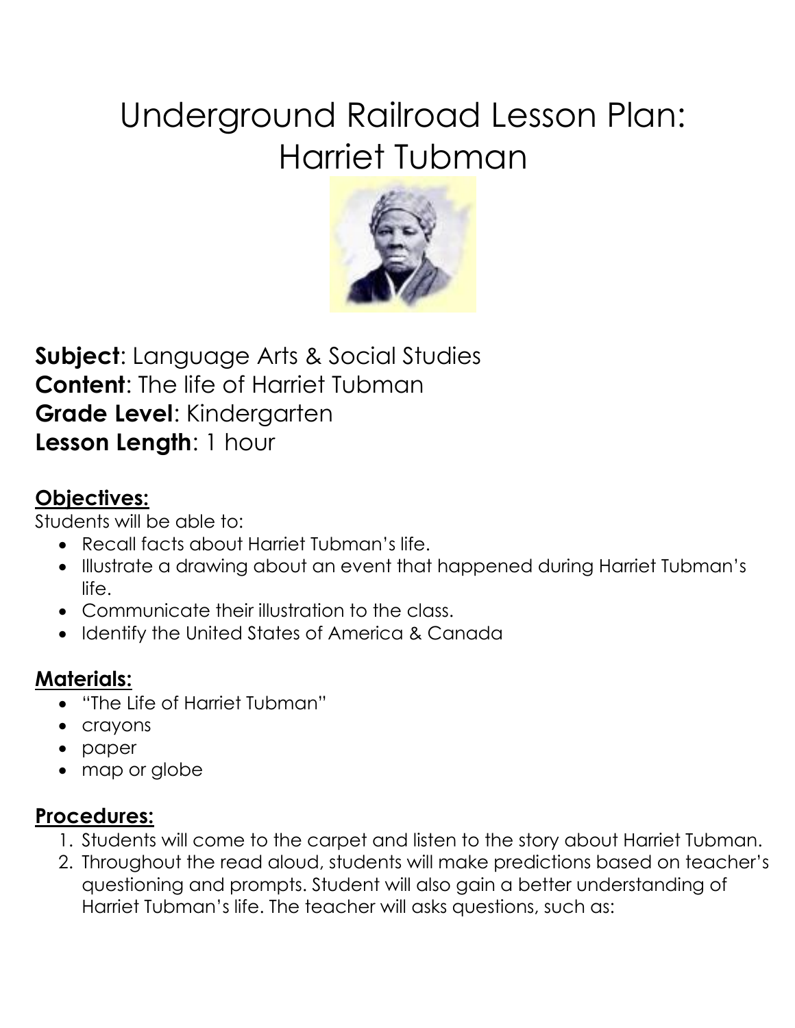# Underground Railroad Lesson Plan: Harriet Tubman

**Subject**: Language Arts & Social Studies
**Content**: The life of Harriet Tubman
**Grade Level**: Kindergarten
**Lesson Length**: 1 hour

## Objectives:

Students will be able to:

- Recall facts about Harriet Tubman's life.
- Illustrate a drawing about an event that happened during Harriet Tubman's life.
- Communicate their illustration to the class.
- Identify the United States of America & Canada

## Materials:

- "The Life of Harriet Tubman"
- crayons
- paper
- map or globe

## Procedures:

1. Students will come to the carpet and listen to the story about Harriet Tubman.
2. Throughout the read aloud, students will make predictions based on teacher's questioning and prompts. Student will also gain a better understanding of Harriet Tubman's life. The teacher will asks questions, such as: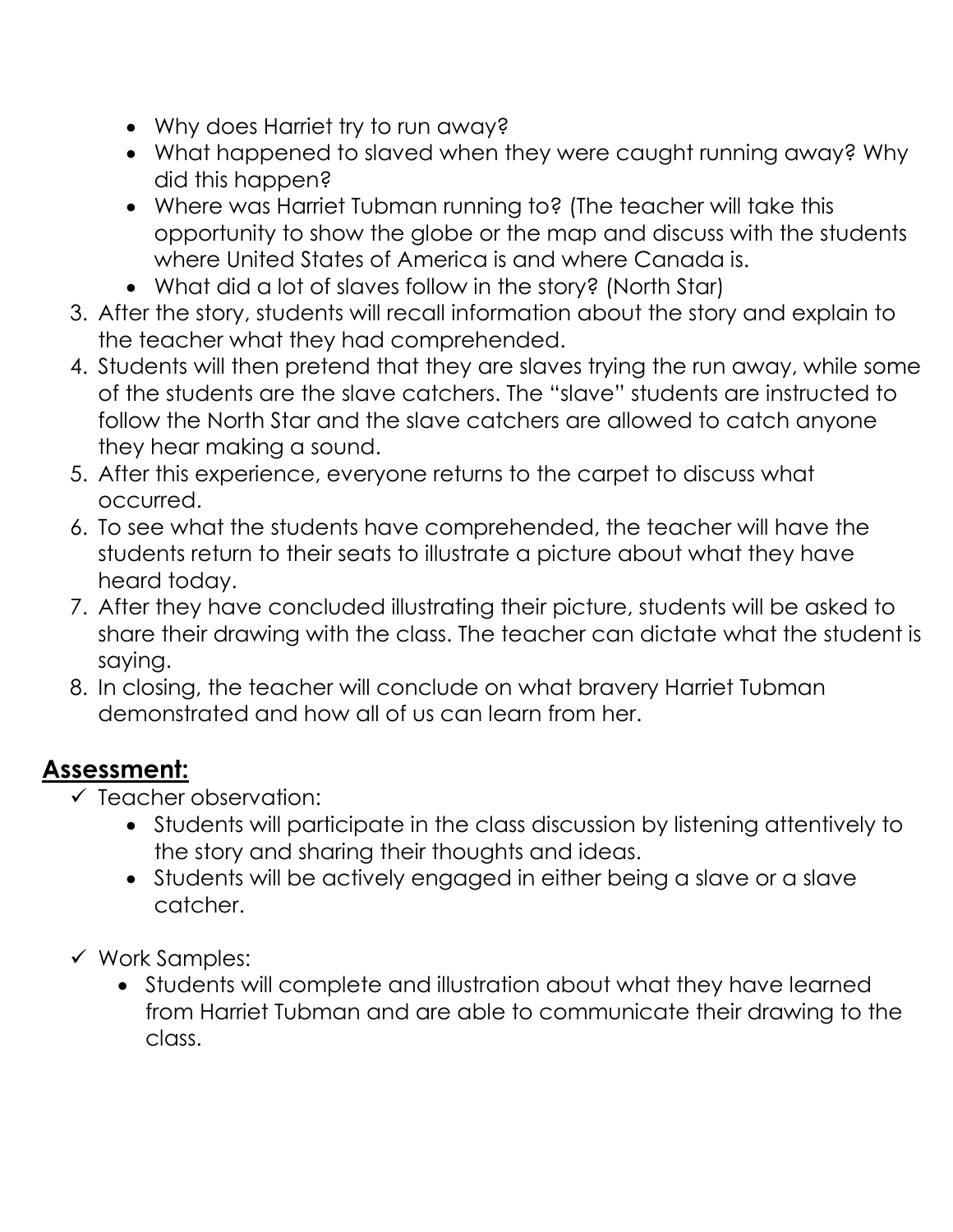- Why does Harriet try to run away?
- What happened to slaved when they were caught running away? Why did this happen?
- Where was Harriet Tubman running to? (The teacher will take this opportunity to show the globe or the map and discuss with the students where United States of America is and where Canada is.
- What did a lot of slaves follow in the story? (North Star)

3. After the story, students will recall information about the story and explain to the teacher what they had comprehended.
4. Students will then pretend that they are slaves trying the run away, while some of the students are the slave catchers. The "slave" students are instructed to follow the North Star and the slave catchers are allowed to catch anyone they hear making a sound.
5. After this experience, everyone returns to the carpet to discuss what occurred.
6. To see what the students have comprehended, the teacher will have the students return to their seats to illustrate a picture about what they have heard today.
7. After they have concluded illustrating their picture, students will be asked to share their drawing with the class. The teacher can dictate what the student is saying.
8. In closing, the teacher will conclude on what bravery Harriet Tubman demonstrated and how all of us can learn from her.

## Assessment:

✓ Teacher observation:
- Students will participate in the class discussion by listening attentively to the story and sharing their thoughts and ideas.
- Students will be actively engaged in either being a slave or a slave catcher.

✓ Work Samples:
- Students will complete and illustration about what they have learned from Harriet Tubman and are able to communicate their drawing to the class.